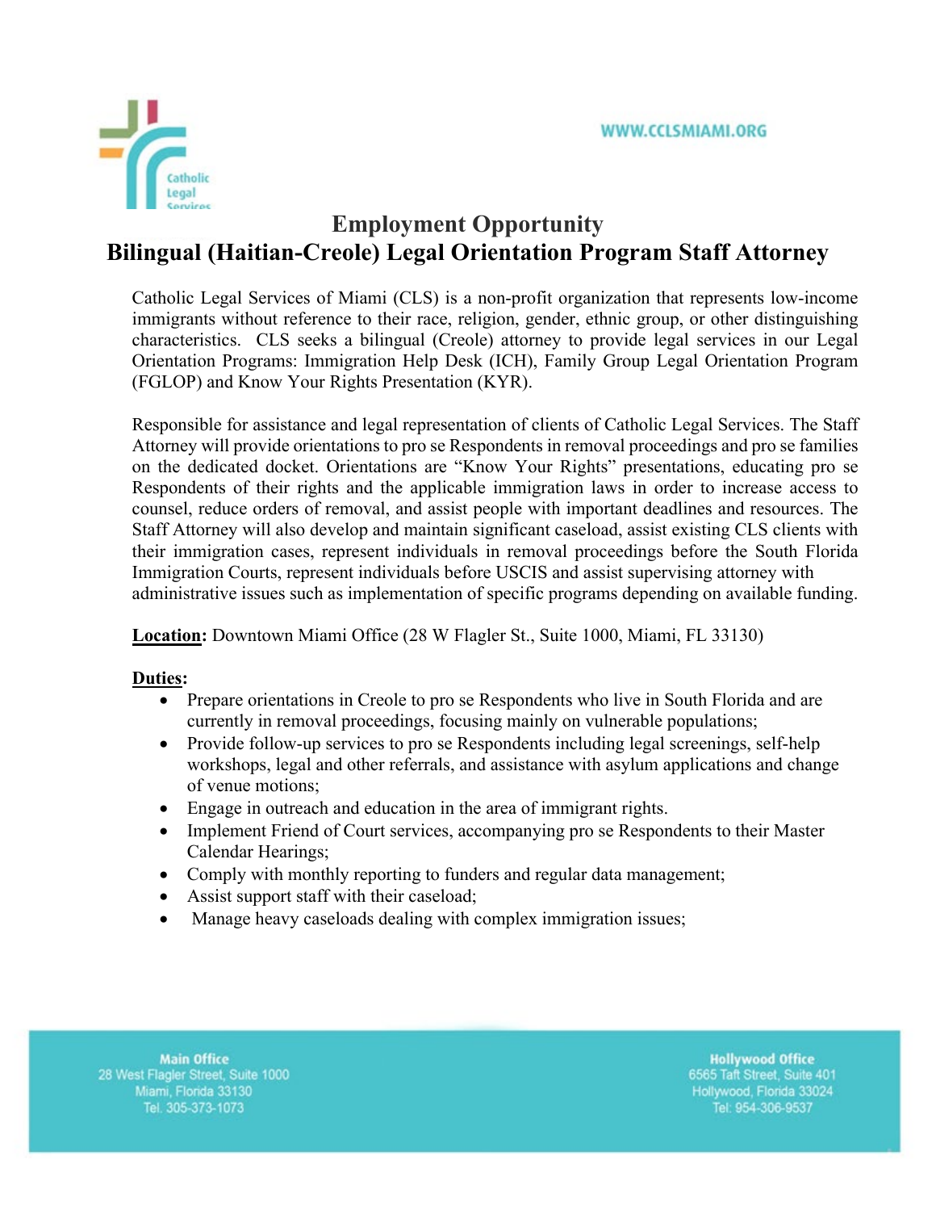WWW.CCLSMIAMI.ORG

# Employment Opportunity
# Bilingual (Haitian-Creole) Legal Orientation Program Staff Attorney

Catholic Legal Services of Miami (CLS) is a non-profit organization that represents low-income immigrants without reference to their race, religion, gender, ethnic group, or other distinguishing characteristics. CLS seeks a bilingual (Creole) attorney to provide legal services in our Legal Orientation Programs: Immigration Help Desk (ICH), Family Group Legal Orientation Program (FGLOP) and Know Your Rights Presentation (KYR).

Responsible for assistance and legal representation of clients of Catholic Legal Services. The Staff Attorney will provide orientations to pro se Respondents in removal proceedings and pro se families on the dedicated docket. Orientations are "Know Your Rights" presentations, educating pro se Respondents of their rights and the applicable immigration laws in order to increase access to counsel, reduce orders of removal, and assist people with important deadlines and resources. The Staff Attorney will also develop and maintain significant caseload, assist existing CLS clients with their immigration cases, represent individuals in removal proceedings before the South Florida Immigration Courts, represent individuals before USCIS and assist supervising attorney with administrative issues such as implementation of specific programs depending on available funding.

**Location:** Downtown Miami Office (28 W Flagler St., Suite 1000, Miami, FL 33130)

**Duties:**

- Prepare orientations in Creole to pro se Respondents who live in South Florida and are currently in removal proceedings, focusing mainly on vulnerable populations;
- Provide follow-up services to pro se Respondents including legal screenings, self-help workshops, legal and other referrals, and assistance with asylum applications and change of venue motions;
- Engage in outreach and education in the area of immigrant rights.
- Implement Friend of Court services, accompanying pro se Respondents to their Master Calendar Hearings;
- Comply with monthly reporting to funders and regular data management;
- Assist support staff with their caseload;
- Manage heavy caseloads dealing with complex immigration issues;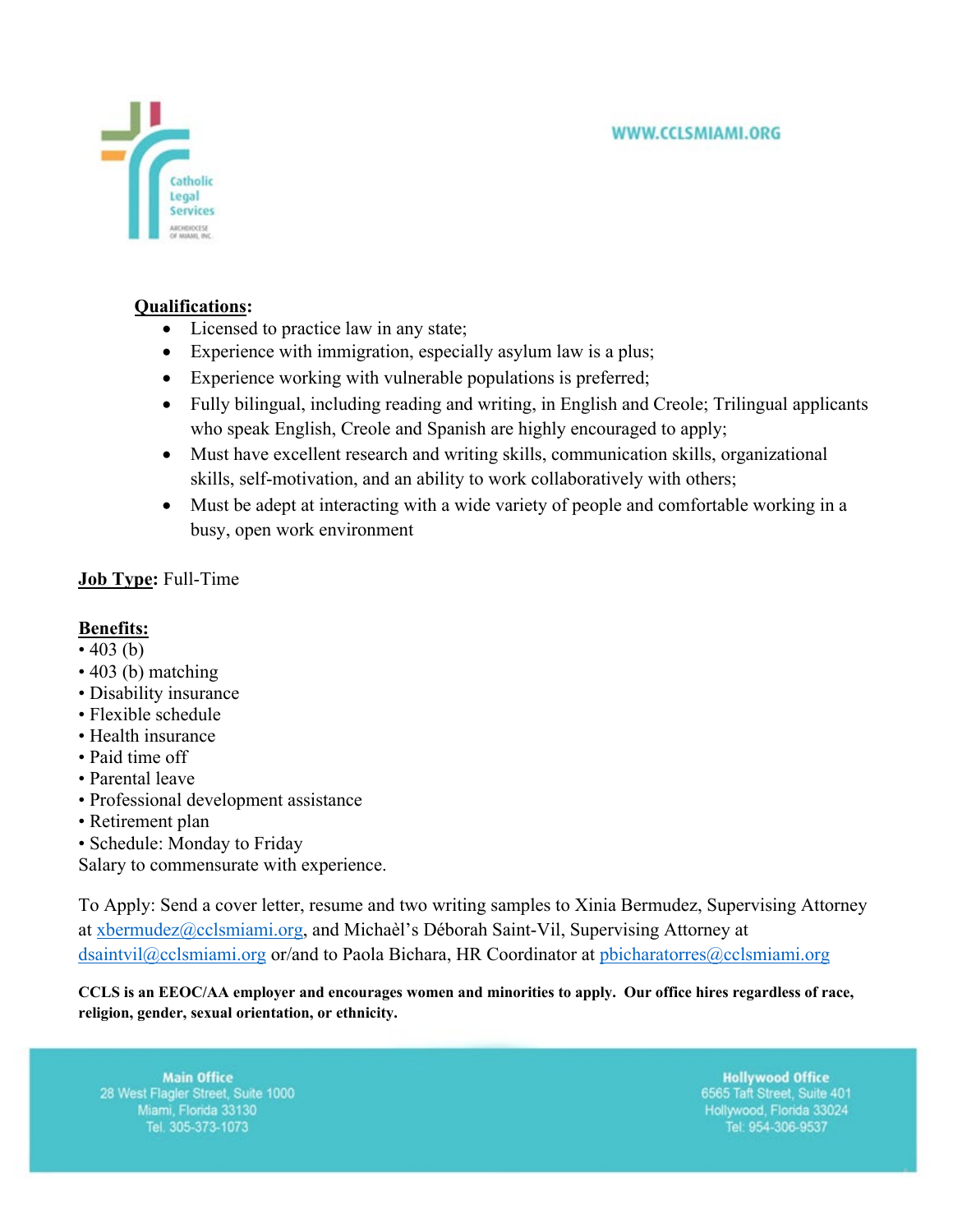**Qualifications:**

- Licensed to practice law in any state;
- Experience with immigration, especially asylum law is a plus;
- Experience working with vulnerable populations is preferred;
- Fully bilingual, including reading and writing, in English and Creole; Trilingual applicants who speak English, Creole and Spanish are highly encouraged to apply;
- Must have excellent research and writing skills, communication skills, organizational skills, self-motivation, and an ability to work collaboratively with others;
- Must be adept at interacting with a wide variety of people and comfortable working in a busy, open work environment

**Job Type:** Full-Time

**Benefits:**

- 403 (b)
- 403 (b) matching
- Disability insurance
- Flexible schedule
- Health insurance
- Paid time off
- Parental leave
- Professional development assistance
- Retirement plan
- Schedule: Monday to Friday

Salary to commensurate with experience.

To Apply: Send a cover letter, resume and two writing samples to Xinia Bermudez, Supervising Attorney at xbermudez@cclsmiami.org, and Michaèl's Déborah Saint-Vil, Supervising Attorney at dsaintvil@cclsmiami.org or/and to Paola Bichara, HR Coordinator at pbicharatorres@cclsmiami.org

**CCLS is an EEOC/AA employer and encourages women and minorities to apply. Our office hires regardless of race, religion, gender, sexual orientation, or ethnicity.**

**Main Office**
28 West Flagler Street, Suite 1000
Miami, Florida 33130
Tel. 305-373-1073

**Hollywood Office**
6565 Taft Street, Suite 401
Hollywood, Florida 33024
Tel: 954-306-9537